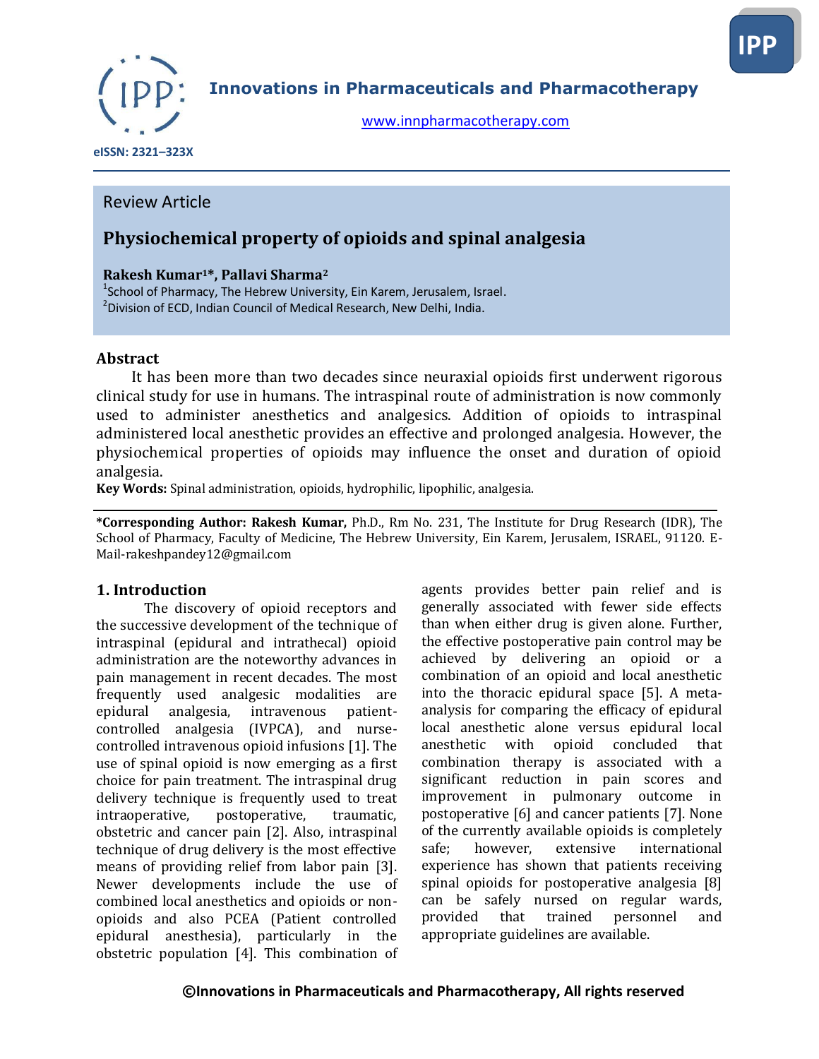Innovations in Pharmaceuticals and Pharmacotherapy

www.innpharmacotherapy.com

eISSN: 2321–323X

Review Article

# Physiochemical property of opioids and spinal analgesia

**Rakesh Kumar[1]\*, Pallavi Sharma[2]**

[1]School of Pharmacy, The Hebrew University, Ein Karem, Jerusalem, Israel.
[2]Division of ECD, Indian Council of Medical Research, New Delhi, India.

## Abstract

It has been more than two decades since neuraxial opioids first underwent rigorous clinical study for use in humans. The intraspinal route of administration is now commonly used to administer anesthetics and analgesics. Addition of opioids to intraspinal administered local anesthetic provides an effective and prolonged analgesia. However, the physiochemical properties of opioids may influence the onset and duration of opioid analgesia.

**Key Words:** Spinal administration, opioids, hydrophilic, lipophilic, analgesia.

**\*Corresponding Author: Rakesh Kumar,** Ph.D., Rm No. 231, The Institute for Drug Research (IDR), The School of Pharmacy, Faculty of Medicine, The Hebrew University, Ein Karem, Jerusalem, ISRAEL, 91120. E-Mail-rakeshpandey12@gmail.com

## 1. Introduction

The discovery of opioid receptors and the successive development of the technique of intraspinal (epidural and intrathecal) opioid administration are the noteworthy advances in pain management in recent decades. The most frequently used analgesic modalities are epidural analgesia, intravenous patient-controlled analgesia (IVPCA), and nurse-controlled intravenous opioid infusions [1]. The use of spinal opioid is now emerging as a first choice for pain treatment. The intraspinal drug delivery technique is frequently used to treat intraoperative, postoperative, traumatic, obstetric and cancer pain [2]. Also, intraspinal technique of drug delivery is the most effective means of providing relief from labor pain [3]. Newer developments include the use of combined local anesthetics and opioids or non-opioids and also PCEA (Patient controlled epidural anesthesia), particularly in the obstetric population [4]. This combination of agents provides better pain relief and is generally associated with fewer side effects than when either drug is given alone. Further, the effective postoperative pain control may be achieved by delivering an opioid or a combination of an opioid and local anesthetic into the thoracic epidural space [5]. A meta-analysis for comparing the efficacy of epidural local anesthetic alone versus epidural local anesthetic with opioid concluded that combination therapy is associated with a significant reduction in pain scores and improvement in pulmonary outcome in postoperative [6] and cancer patients [7]. None of the currently available opioids is completely safe; however, extensive international experience has shown that patients receiving spinal opioids for postoperative analgesia [8] can be safely nursed on regular wards, provided that trained personnel and appropriate guidelines are available.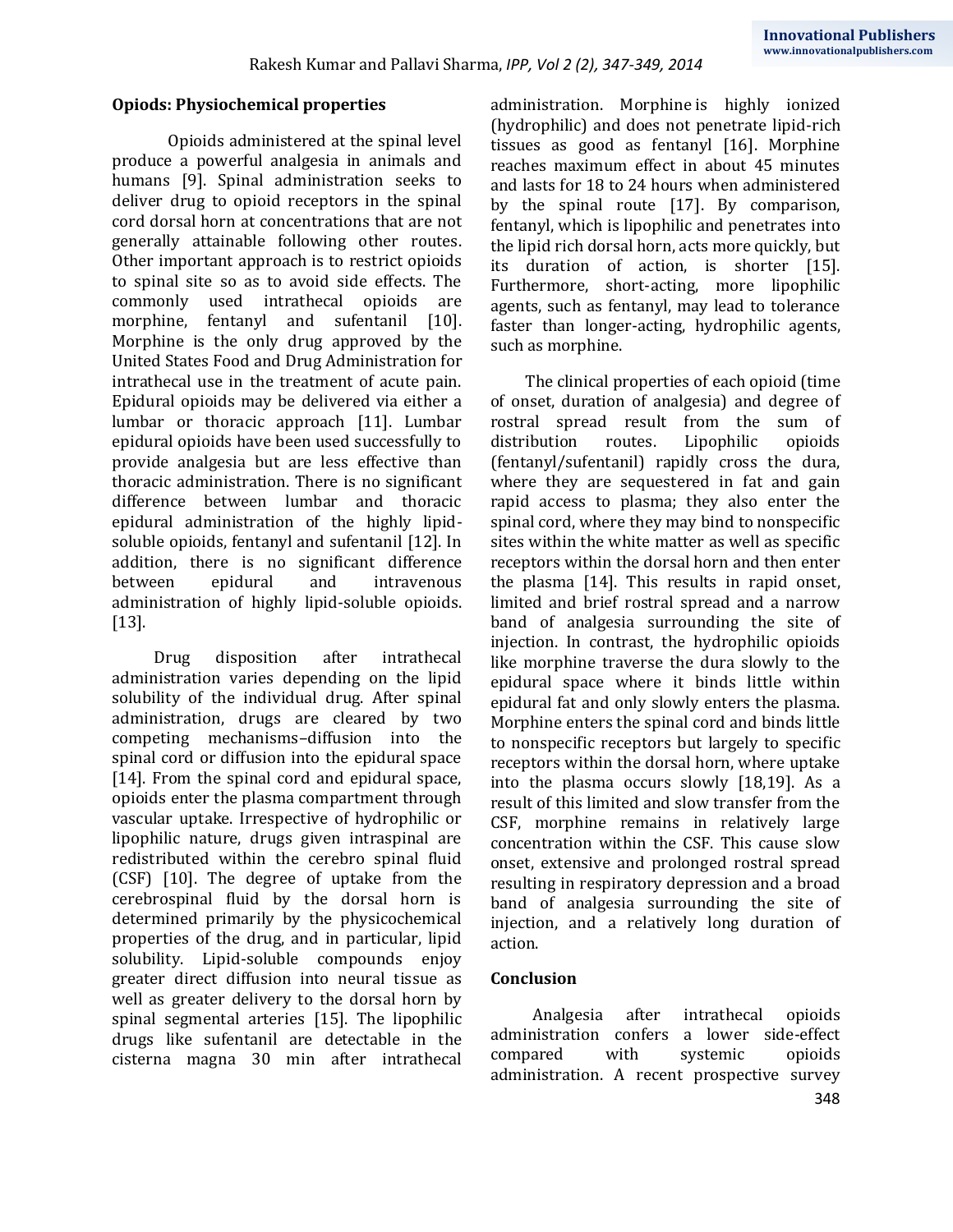## Opiods: Physiochemical properties

Opioids administered at the spinal level produce a powerful analgesia in animals and humans [9]. Spinal administration seeks to deliver drug to opioid receptors in the spinal cord dorsal horn at concentrations that are not generally attainable following other routes. Other important approach is to restrict opioids to spinal site so as to avoid side effects. The commonly used intrathecal opioids are morphine, fentanyl and sufentanil [10]. Morphine is the only drug approved by the United States Food and Drug Administration for intrathecal use in the treatment of acute pain. Epidural opioids may be delivered via either a lumbar or thoracic approach [11]. Lumbar epidural opioids have been used successfully to provide analgesia but are less effective than thoracic administration. There is no significant difference between lumbar and thoracic epidural administration of the highly lipid-soluble opioids, fentanyl and sufentanil [12]. In addition, there is no significant difference between epidural and intravenous administration of highly lipid-soluble opioids. [13].

Drug disposition after intrathecal administration varies depending on the lipid solubility of the individual drug. After spinal administration, drugs are cleared by two competing mechanisms–diffusion into the spinal cord or diffusion into the epidural space [14]. From the spinal cord and epidural space, opioids enter the plasma compartment through vascular uptake. Irrespective of hydrophilic or lipophilic nature, drugs given intraspinal are redistributed within the cerebro spinal fluid (CSF) [10]. The degree of uptake from the cerebrospinal fluid by the dorsal horn is determined primarily by the physicochemical properties of the drug, and in particular, lipid solubility. Lipid-soluble compounds enjoy greater direct diffusion into neural tissue as well as greater delivery to the dorsal horn by spinal segmental arteries [15]. The lipophilic drugs like sufentanil are detectable in the cisterna magna 30 min after intrathecal administration. Morphine is highly ionized (hydrophilic) and does not penetrate lipid-rich tissues as good as fentanyl [16]. Morphine reaches maximum effect in about 45 minutes and lasts for 18 to 24 hours when administered by the spinal route [17]. By comparison, fentanyl, which is lipophilic and penetrates into the lipid rich dorsal horn, acts more quickly, but its duration of action, is shorter [15]. Furthermore, short-acting, more lipophilic agents, such as fentanyl, may lead to tolerance faster than longer-acting, hydrophilic agents, such as morphine.

The clinical properties of each opioid (time of onset, duration of analgesia) and degree of rostral spread result from the sum of distribution routes. Lipophilic opioids (fentanyl/sufentanil) rapidly cross the dura, where they are sequestered in fat and gain rapid access to plasma; they also enter the spinal cord, where they may bind to nonspecific sites within the white matter as well as specific receptors within the dorsal horn and then enter the plasma [14]. This results in rapid onset, limited and brief rostral spread and a narrow band of analgesia surrounding the site of injection. In contrast, the hydrophilic opioids like morphine traverse the dura slowly to the epidural space where it binds little within epidural fat and only slowly enters the plasma. Morphine enters the spinal cord and binds little to nonspecific receptors but largely to specific receptors within the dorsal horn, where uptake into the plasma occurs slowly [18,19]. As a result of this limited and slow transfer from the CSF, morphine remains in relatively large concentration within the CSF. This cause slow onset, extensive and prolonged rostral spread resulting in respiratory depression and a broad band of analgesia surrounding the site of injection, and a relatively long duration of action.

## Conclusion

Analgesia after intrathecal opioids administration confers a lower side-effect compared with systemic opioids administration. A recent prospective survey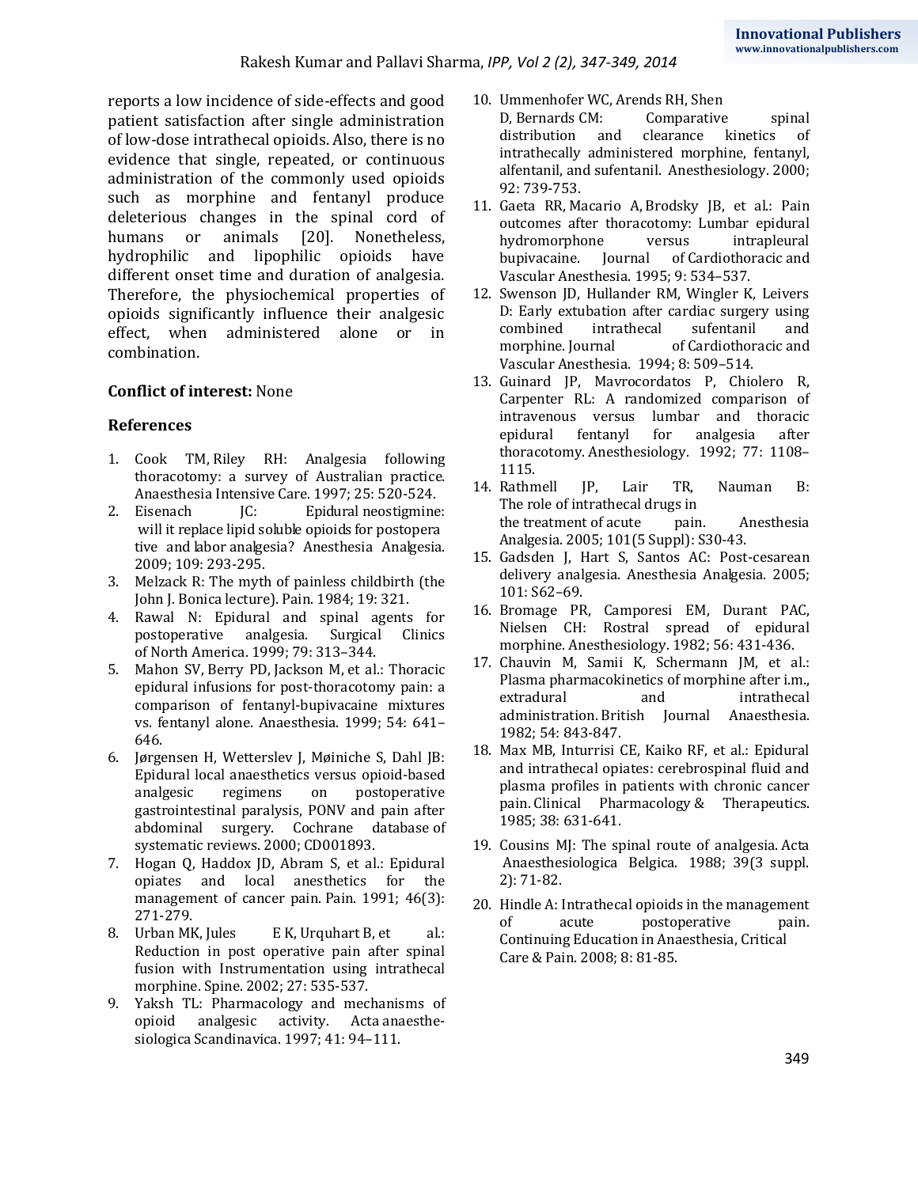reports a low incidence of side-effects and good patient satisfaction after single administration of low-dose intrathecal opioids. Also, there is no evidence that single, repeated, or continuous administration of the commonly used opioids such as morphine and fentanyl produce deleterious changes in the spinal cord of humans or animals [20]. Nonetheless, hydrophilic and lipophilic opioids have different onset time and duration of analgesia. Therefore, the physiochemical properties of opioids significantly influence their analgesic effect, when administered alone or in combination.

**Conflict of interest:** None

## References

1. Cook TM, Riley RH: Analgesia following thoracotomy: a survey of Australian practice. Anaesthesia Intensive Care. 1997; 25: 520-524.
2. Eisenach JC: Epidural neostigmine: will it replace lipid soluble opioids for postoperative and labor analgesia? Anesthesia Analgesia. 2009; 109: 293-295.
3. Melzack R: The myth of painless childbirth (the John J. Bonica lecture). Pain. 1984; 19: 321.
4. Rawal N: Epidural and spinal agents for postoperative analgesia. Surgical Clinics of North America. 1999; 79: 313–344.
5. Mahon SV, Berry PD, Jackson M, et al.: Thoracic epidural infusions for post-thoracotomy pain: a comparison of fentanyl-bupivacaine mixtures vs. fentanyl alone. Anaesthesia. 1999; 54: 641–646.
6. Jørgensen H, Wetterslev J, Møiniche S, Dahl JB: Epidural local anaesthetics versus opioid-based analgesic regimens on postoperative gastrointestinal paralysis, PONV and pain after abdominal surgery. Cochrane database of systematic reviews. 2000; CD001893.
7. Hogan Q, Haddox JD, Abram S, et al.: Epidural opiates and local anesthetics for the management of cancer pain. Pain. 1991; 46(3): 271-279.
8. Urban MK, Jules E K, Urquhart B, et al.: Reduction in post operative pain after spinal fusion with Instrumentation using intrathecal morphine. Spine. 2002; 27: 535-537.
9. Yaksh TL: Pharmacology and mechanisms of opioid analgesic activity. Acta anaesthesiologica Scandinavica. 1997; 41: 94–111.
10. Ummenhofer WC, Arends RH, Shen D, Bernards CM: Comparative spinal distribution and clearance kinetics of intrathecally administered morphine, fentanyl, alfentanil, and sufentanil. Anesthesiology. 2000; 92: 739-753.
11. Gaeta RR, Macario A, Brodsky JB, et al.: Pain outcomes after thoracotomy: Lumbar epidural hydromorphone versus intrapleural bupivacaine. Journal of Cardiothoracic and Vascular Anesthesia. 1995; 9: 534–537.
12. Swenson JD, Hullander RM, Wingler K, Leivers D: Early extubation after cardiac surgery using combined intrathecal sufentanil and morphine. Journal of Cardiothoracic and Vascular Anesthesia. 1994; 8: 509–514.
13. Guinard JP, Mavrocordatos P, Chiolero R, Carpenter RL: A randomized comparison of intravenous versus lumbar and thoracic epidural fentanyl for analgesia after thoracotomy. Anesthesiology. 1992; 77: 1108–1115.
14. Rathmell JP, Lair TR, Nauman B: The role of intrathecal drugs in the treatment of acute pain. Anesthesia Analgesia. 2005; 101(5 Suppl): S30-43.
15. Gadsden J, Hart S, Santos AC: Post-cesarean delivery analgesia. Anesthesia Analgesia. 2005; 101: S62–69.
16. Bromage PR, Camporesi EM, Durant PAC, Nielsen CH: Rostral spread of epidural morphine. Anesthesiology. 1982; 56: 431-436.
17. Chauvin M, Samii K, Schermann JM, et al.: Plasma pharmacokinetics of morphine after i.m., extradural and intrathecal administration. British Journal Anaesthesia. 1982; 54: 843-847.
18. Max MB, Inturrisi CE, Kaiko RF, et al.: Epidural and intrathecal opiates: cerebrospinal fluid and plasma profiles in patients with chronic cancer pain. Clinical Pharmacology & Therapeutics. 1985; 38: 631-641.
19. Cousins MJ: The spinal route of analgesia. Acta Anaesthesiologica Belgica. 1988; 39(3 suppl. 2): 71-82.
20. Hindle A: Intrathecal opioids in the management of acute postoperative pain. Continuing Education in Anaesthesia, Critical Care & Pain. 2008; 8: 81-85.